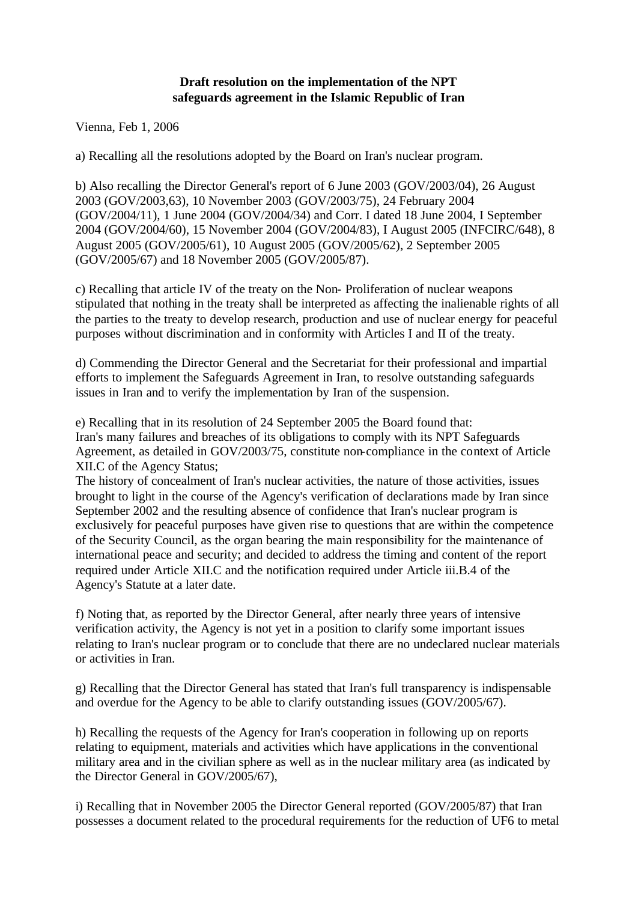**Draft resolution on the implementation of the NPT safeguards agreement in the Islamic Republic of Iran**

Vienna, Feb 1, 2006

a) Recalling all the resolutions adopted by the Board on Iran's nuclear program.

b) Also recalling the Director General's report of 6 June 2003 (GOV/2003/04), 26 August 2003 (GOV/2003,63), 10 November 2003 (GOV/2003/75), 24 February 2004 (GOV/2004/11), 1 June 2004 (GOV/2004/34) and Corr. I dated 18 June 2004, I September 2004 (GOV/2004/60), 15 November 2004 (GOV/2004/83), I August 2005 (INFCIRC/648), 8 August 2005 (GOV/2005/61), 10 August 2005 (GOV/2005/62), 2 September 2005 (GOV/2005/67) and 18 November 2005 (GOV/2005/87).

c) Recalling that article IV of the treaty on the Non- Proliferation of nuclear weapons stipulated that nothing in the treaty shall be interpreted as affecting the inalienable rights of all the parties to the treaty to develop research, production and use of nuclear energy for peaceful purposes without discrimination and in conformity with Articles I and II of the treaty.

d) Commending the Director General and the Secretariat for their professional and impartial efforts to implement the Safeguards Agreement in Iran, to resolve outstanding safeguards issues in Iran and to verify the implementation by Iran of the suspension.

e) Recalling that in its resolution of 24 September 2005 the Board found that:
Iran's many failures and breaches of its obligations to comply with its NPT Safeguards Agreement, as detailed in GOV/2003/75, constitute non-compliance in the context of Article XII.C of the Agency Status;
The history of concealment of Iran's nuclear activities, the nature of those activities, issues brought to light in the course of the Agency's verification of declarations made by Iran since September 2002 and the resulting absence of confidence that Iran's nuclear program is exclusively for peaceful purposes have given rise to questions that are within the competence of the Security Council, as the organ bearing the main responsibility for the maintenance of international peace and security; and decided to address the timing and content of the report required under Article XII.C and the notification required under Article iii.B.4 of the Agency's Statute at a later date.

f) Noting that, as reported by the Director General, after nearly three years of intensive verification activity, the Agency is not yet in a position to clarify some important issues relating to Iran's nuclear program or to conclude that there are no undeclared nuclear materials or activities in Iran.

g) Recalling that the Director General has stated that Iran's full transparency is indispensable and overdue for the Agency to be able to clarify outstanding issues (GOV/2005/67).

h) Recalling the requests of the Agency for Iran's cooperation in following up on reports relating to equipment, materials and activities which have applications in the conventional military area and in the civilian sphere as well as in the nuclear military area (as indicated by the Director General in GOV/2005/67),

i) Recalling that in November 2005 the Director General reported (GOV/2005/87) that Iran possesses a document related to the procedural requirements for the reduction of $UF_6$ to metal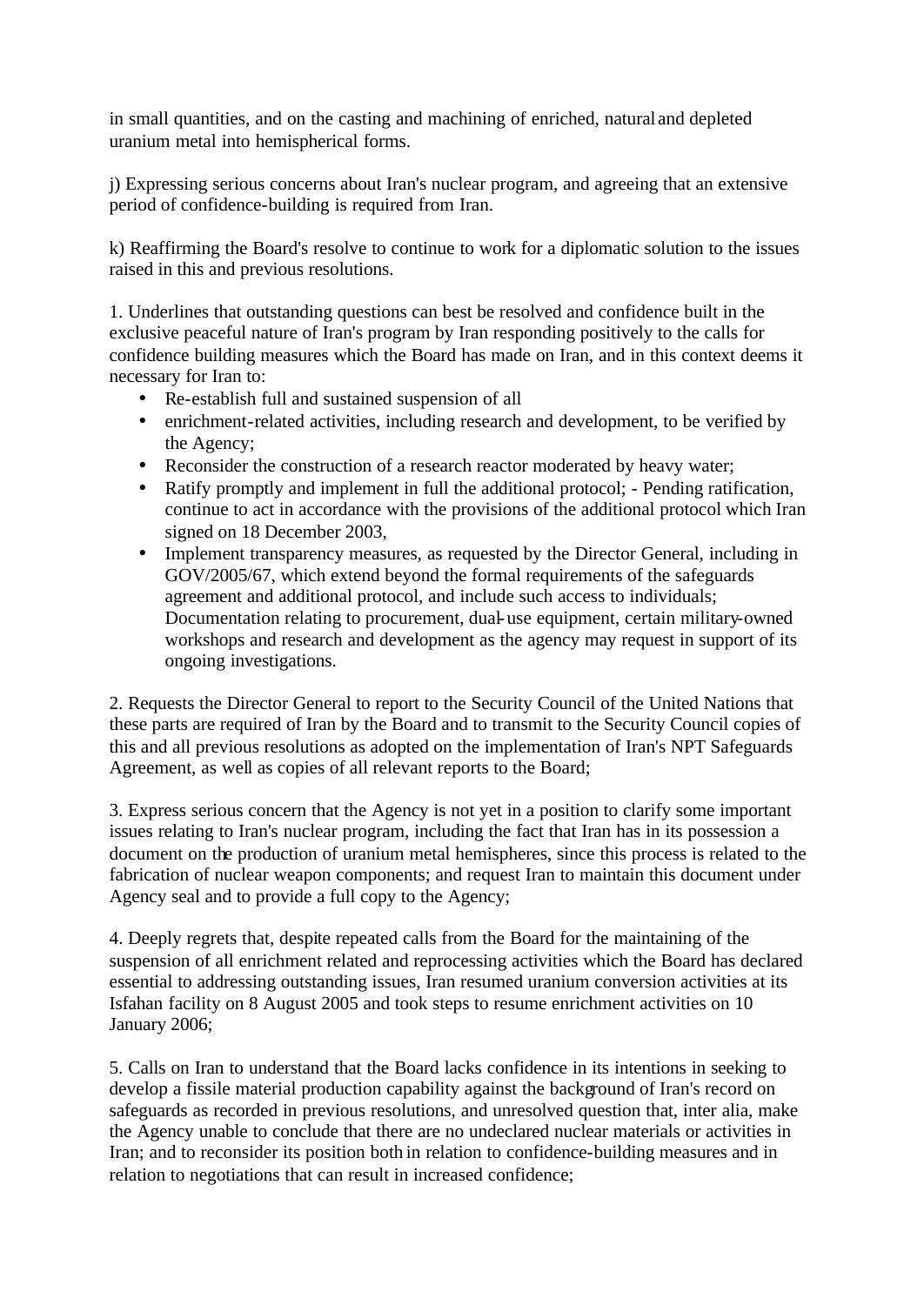in small quantities, and on the casting and machining of enriched, natural and depleted uranium metal into hemispherical forms.

j) Expressing serious concerns about Iran's nuclear program, and agreeing that an extensive period of confidence-building is required from Iran.

k) Reaffirming the Board's resolve to continue to work for a diplomatic solution to the issues raised in this and previous resolutions.

1. Underlines that outstanding questions can best be resolved and confidence built in the exclusive peaceful nature of Iran's program by Iran responding positively to the calls for confidence building measures which the Board has made on Iran, and in this context deems it necessary for Iran to:
   - Re-establish full and sustained suspension of all
   - enrichment-related activities, including research and development, to be verified by the Agency;
   - Reconsider the construction of a research reactor moderated by heavy water;
   - Ratify promptly and implement in full the additional protocol; - Pending ratification, continue to act in accordance with the provisions of the additional protocol which Iran signed on 18 December 2003,
   - Implement transparency measures, as requested by the Director General, including in GOV/2005/67, which extend beyond the formal requirements of the safeguards agreement and additional protocol, and include such access to individuals; Documentation relating to procurement, dual-use equipment, certain military-owned workshops and research and development as the agency may request in support of its ongoing investigations.

2. Requests the Director General to report to the Security Council of the United Nations that these parts are required of Iran by the Board and to transmit to the Security Council copies of this and all previous resolutions as adopted on the implementation of Iran's NPT Safeguards Agreement, as well as copies of all relevant reports to the Board;

3. Express serious concern that the Agency is not yet in a position to clarify some important issues relating to Iran's nuclear program, including the fact that Iran has in its possession a document on the production of uranium metal hemispheres, since this process is related to the fabrication of nuclear weapon components; and request Iran to maintain this document under Agency seal and to provide a full copy to the Agency;

4. Deeply regrets that, despite repeated calls from the Board for the maintaining of the suspension of all enrichment related and reprocessing activities which the Board has declared essential to addressing outstanding issues, Iran resumed uranium conversion activities at its Isfahan facility on 8 August 2005 and took steps to resume enrichment activities on 10 January 2006;

5. Calls on Iran to understand that the Board lacks confidence in its intentions in seeking to develop a fissile material production capability against the background of Iran's record on safeguards as recorded in previous resolutions, and unresolved question that, inter alia, make the Agency unable to conclude that there are no undeclared nuclear materials or activities in Iran; and to reconsider its position both in relation to confidence-building measures and in relation to negotiations that can result in increased confidence;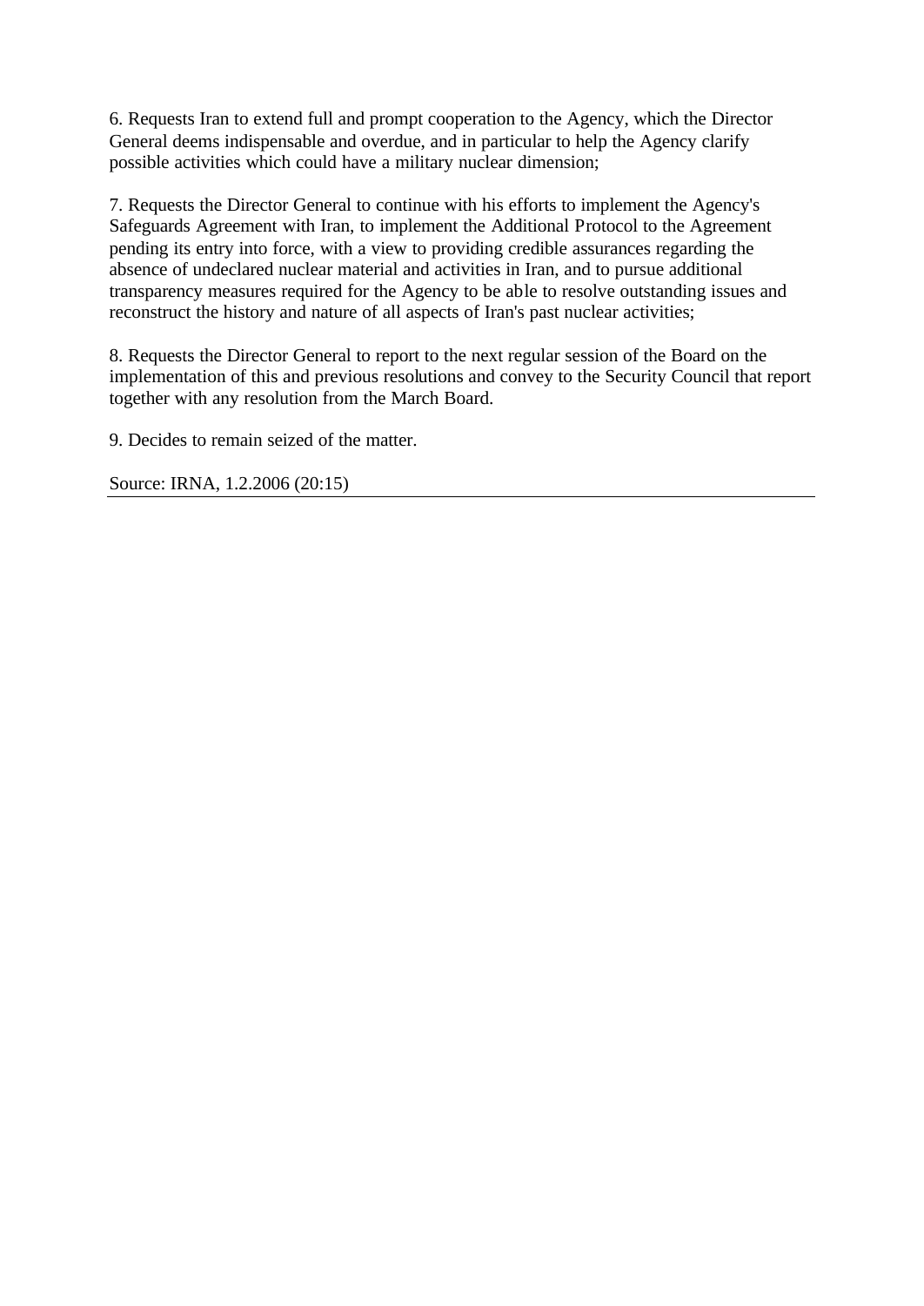6. Requests Iran to extend full and prompt cooperation to the Agency, which the Director General deems indispensable and overdue, and in particular to help the Agency clarify possible activities which could have a military nuclear dimension;

7. Requests the Director General to continue with his efforts to implement the Agency's Safeguards Agreement with Iran, to implement the Additional Protocol to the Agreement pending its entry into force, with a view to providing credible assurances regarding the absence of undeclared nuclear material and activities in Iran, and to pursue additional transparency measures required for the Agency to be able to resolve outstanding issues and reconstruct the history and nature of all aspects of Iran's past nuclear activities;

8. Requests the Director General to report to the next regular session of the Board on the implementation of this and previous resolutions and convey to the Security Council that report together with any resolution from the March Board.

9. Decides to remain seized of the matter.

Source: IRNA, 1.2.2006 (20:15)